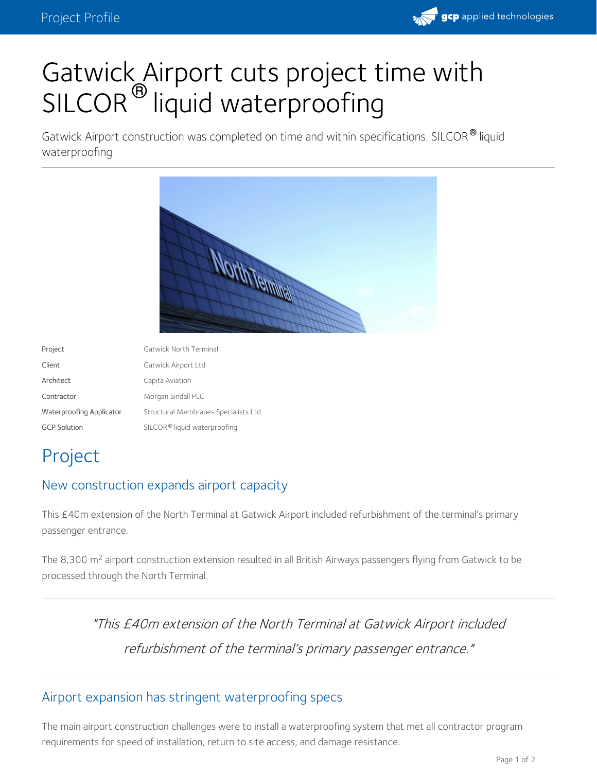# Gatwick Airport cuts project time with SILCOR® liquid waterproofing

Gatwick Airport construction was completed on time and within specifications. SILCOR® liquid waterproofing

| | |
|---|---|
| Project | Gatwick North Terminal |
| Client | Gatwick Airport Ltd |
| Architect | Capita Aviation |
| Contractor | Morgan Sindall PLC |
| Waterproofing Applicator | Structural Membranes Specialists Ltd |
| GCP Solution | SILCOR® liquid waterproofing |

# Project

## New construction expands airport capacity

This £40m extension of the North Terminal at Gatwick Airport included refurbishment of the terminal's primary passenger entrance.

The 8,300 $m^2$ airport construction extension resulted in all British Airways passengers flying from Gatwick to be processed through the North Terminal.

> *"This £40m extension of the North Terminal at Gatwick Airport included refurbishment of the terminal's primary passenger entrance."*

## Airport expansion has stringent waterproofing specs

The main airport construction challenges were to install a waterproofing system that met all contractor program requirements for speed of installation, return to site access, and damage resistance.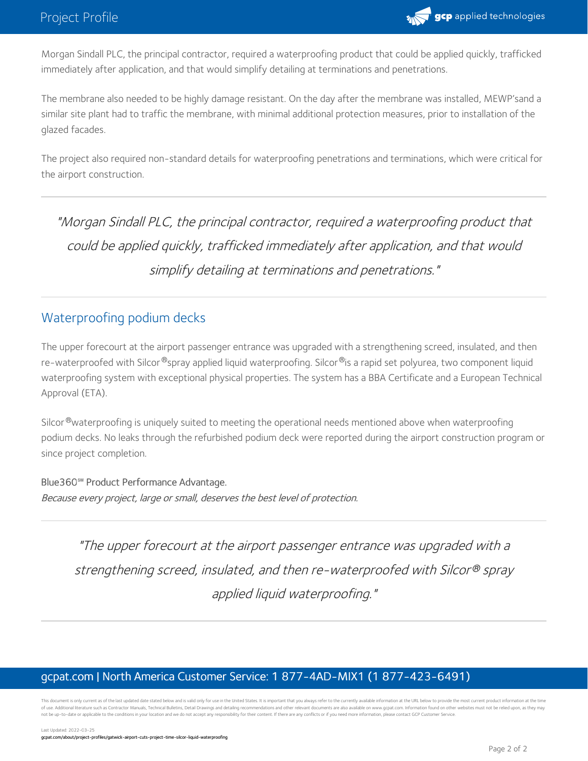Morgan Sindall PLC, the principal contractor, required a waterproofing product that could be applied quickly, trafficked immediately after application, and that would simplify detailing at terminations and penetrations.

The membrane also needed to be highly damage resistant. On the day after the membrane was installed, MEWP'sand a similar site plant had to traffic the membrane, with minimal additional protection measures, prior to installation of the glazed facades.

The project also required non-standard details for waterproofing penetrations and terminations, which were critical for the airport construction.

---

> *"Morgan Sindall PLC, the principal contractor, required a waterproofing product that could be applied quickly, trafficked immediately after application, and that would simplify detailing at terminations and penetrations."*

---

## Waterproofing podium decks

The upper forecourt at the airport passenger entrance was upgraded with a strengthening screed, insulated, and then re-waterproofed with Silcor®spray applied liquid waterproofing. Silcor®is a rapid set polyurea, two component liquid waterproofing system with exceptional physical properties. The system has a BBA Certificate and a European Technical Approval (ETA).

Silcor®waterproofing is uniquely suited to meeting the operational needs mentioned above when waterproofing podium decks. No leaks through the refurbished podium deck were reported during the airport construction program or since project completion.

Blue360℠ Product Performance Advantage.
*Because every project, large or small, deserves the best level of protection.*

---

> *"The upper forecourt at the airport passenger entrance was upgraded with a strengthening screed, insulated, and then re-waterproofed with Silcor® spray applied liquid waterproofing."*

---

gcpat.com | North America Customer Service: 1 877-4AD-MIX1 (1 877-423-6491)

This document is only current as of the last updated date stated below and is valid only for use in the United States. It is important that you always refer to the currently available information at the URL below to provide the most current product information at the time of use. Additional literature such as Contractor Manuals, Technical Bulletins, Detail Drawings and detailing recommendations and other relevant documents are also available on www.gcpat.com. Information found on other websites must not be relied upon, as they may not be up-to-date or applicable to the conditions in your location and we do not accept any responsibility for their content. If there are any conflicts or if you need more information, please contact GCP Customer Service.

Last Updated: 2022-03-25
gcpat.com/about/project-profiles/gatwick-airport-cuts-project-time-silcor-liquid-waterproofing